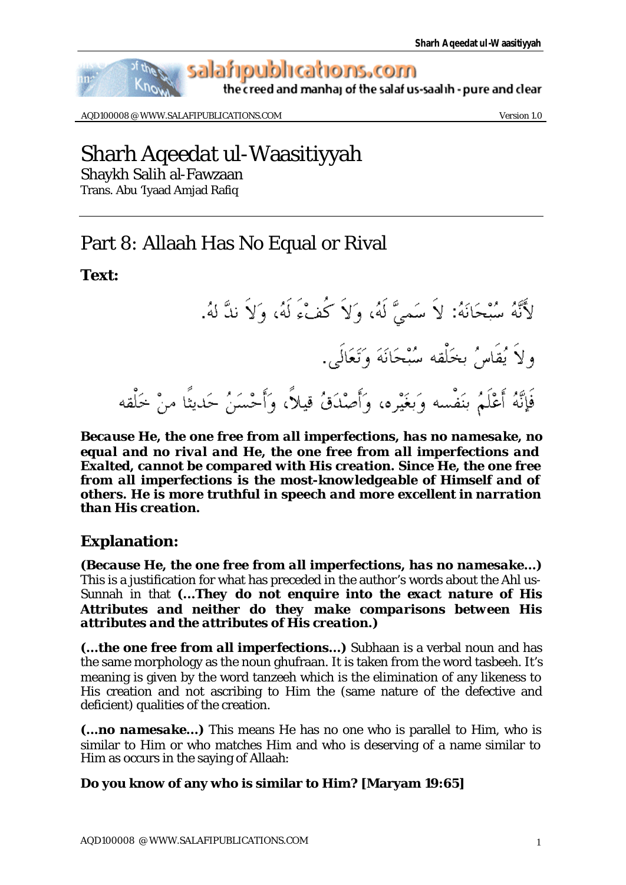# Sharh Aqeedat ul-Waasitiyyah

Shaykh Salih al-Fawzaan
Trans. Abu 'Iyaad Amjad Rafiq

## Part 8: Allaah Has No Equal or Rival

**Text:**

لأَنَّهُ سُبْحَانَهُ: لاَ سَمِيَّ لَهُ، وَلاَ كُفْءَ لَهُ، وَلاَ نِدَّ لَهُ.

ولاَ يُقَاسُ بخَلْقه سُبْحَانَهُ وَتَعَالَى.

فَإِنَّهُ أَعْلَمُ بنَفْسه وَبغَيْره، وَأَصْدَقُ قيلاً، وَأَحْسَنُ حَديثًا منْ خَلْقه

***Because He, the one free from all imperfections, has no namesake, no equal and no rival and He, the one free from all imperfections and Exalted, cannot be compared with His creation. Since He, the one free from all imperfections is the most-knowledgeable of Himself and of others. He is more truthful in speech and more excellent in narration than His creation.***

### Explanation:

***(Because He, the one free from all imperfections, has no namesake...)*** This is a justification for what has preceded in the author's words about the Ahl us-Sunnah in that ***(...They do not enquire into the exact nature of His Attributes and neither do they make comparisons between His attributes and the attributes of His creation.)***

***(...the one free from all imperfections...)*** Subhaan is a verbal noun and has the same morphology as the noun ghufraan. It is taken from the word tasbeeh. It's meaning is given by the word tanzeeh which is the elimination of any likeness to His creation and not ascribing to Him the (same nature of the defective and deficient) qualities of the creation.

***(...no namesake...)*** This means He has no one who is parallel to Him, who is similar to Him or who matches Him and who is deserving of a name similar to Him as occurs in the saying of Allaah:

**Do you know of any who is similar to Him? [Maryam 19:65]**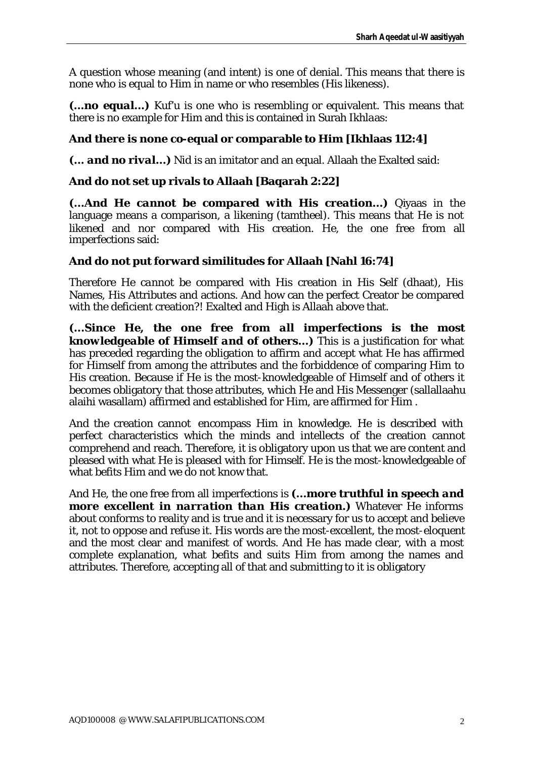A question whose meaning (and intent) is one of denial. This means that there is none who is equal to Him in name or who resembles (His likeness).

***(...no equal...)*** Kuf'u is one who is resembling or equivalent. This means that there is no example for Him and this is contained in Surah Ikhlaas:

**And there is none co-equal or comparable to Him [Ikhlaas 112:4]**

***(... and no rival...)*** Nid is an imitator and an equal. Allaah the Exalted said:

**And do not set up rivals to Allaah [Baqarah 2:22]**

***(...And He cannot be compared with His creation...)*** Qiyaas in the language means a comparison, a likening (tamtheel). This means that He is not likened and nor compared with His creation. He, the one free from all imperfections said:

**And do not put forward similitudes for Allaah [Nahl 16:74]**

Therefore He cannot be compared with His creation in His Self (dhaat), His Names, His Attributes and actions. And how can the perfect Creator be compared with the deficient creation?! Exalted and High is Allaah above that.

***(...Since He, the one free from all imperfections is the most knowledgeable of Himself and of others...)*** This is a justification for what has preceded regarding the obligation to affirm and accept what He has affirmed for Himself from among the attributes and the forbiddence of comparing Him to His creation. Because if He is the most-knowledgeable of Himself and of others it becomes obligatory that those attributes, which He and His Messenger (sallallaahu alaihi wasallam) affirmed and established for Him, are affirmed for Him .

And the creation cannot encompass Him in knowledge. He is described with perfect characteristics which the minds and intellects of the creation cannot comprehend and reach. Therefore, it is obligatory upon us that we are content and pleased with what He is pleased with for Himself. He is the most-knowledgeable of what befits Him and we do not know that.

And He, the one free from all imperfections is ***(...more truthful in speech and more excellent in narration than His creation.)*** Whatever He informs about conforms to reality and is true and it is necessary for us to accept and believe it, not to oppose and refuse it. His words are the most-excellent, the most-eloquent and the most clear and manifest of words. And He has made clear, with a most complete explanation, what befits and suits Him from among the names and attributes. Therefore, accepting all of that and submitting to it is obligatory